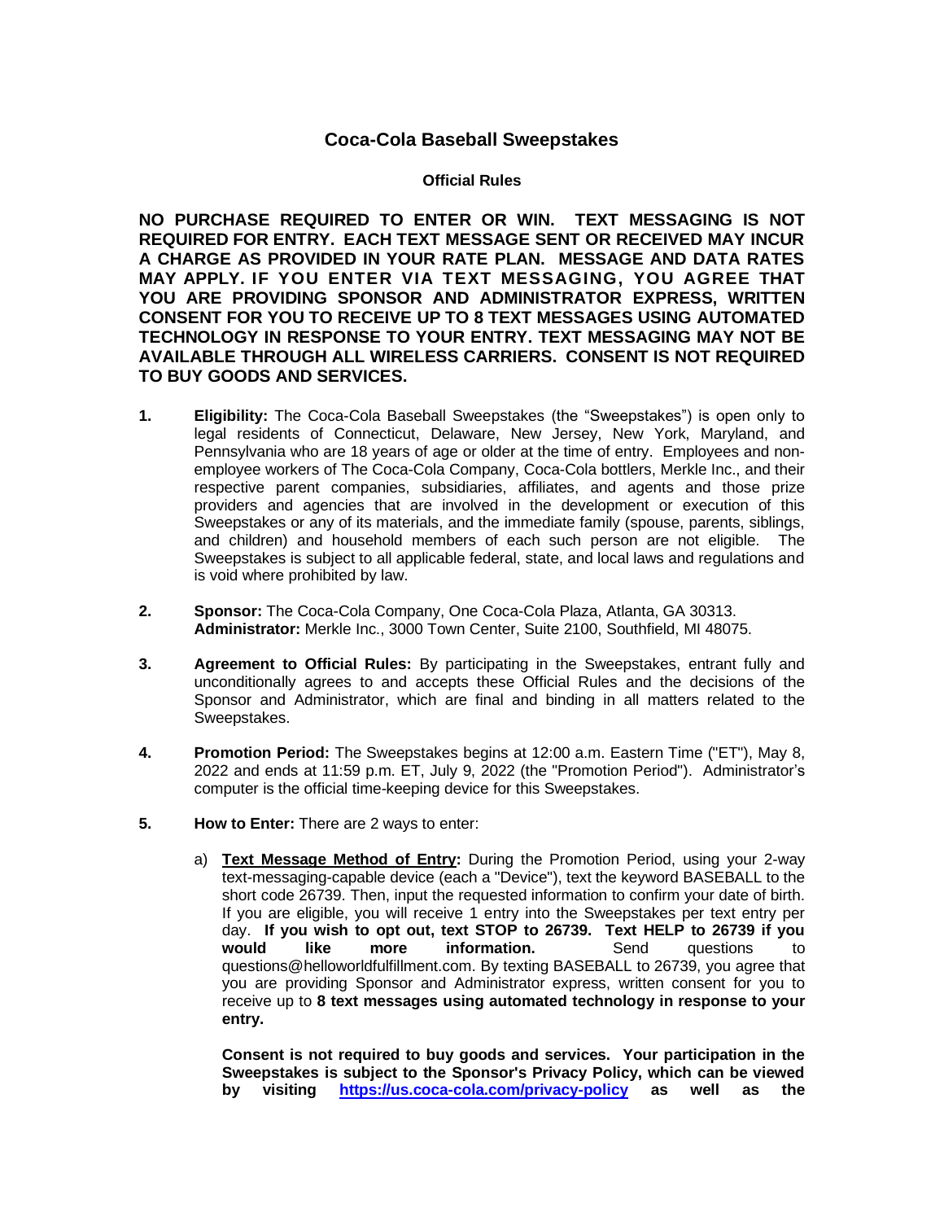# Coca-Cola Baseball Sweepstakes

## Official Rules

**NO PURCHASE REQUIRED TO ENTER OR WIN. TEXT MESSAGING IS NOT REQUIRED FOR ENTRY. EACH TEXT MESSAGE SENT OR RECEIVED MAY INCUR A CHARGE AS PROVIDED IN YOUR RATE PLAN. MESSAGE AND DATA RATES MAY APPLY. IF YOU ENTER VIA TEXT MESSAGING, YOU AGREE THAT YOU ARE PROVIDING SPONSOR AND ADMINISTRATOR EXPRESS, WRITTEN CONSENT FOR YOU TO RECEIVE UP TO 8 TEXT MESSAGES USING AUTOMATED TECHNOLOGY IN RESPONSE TO YOUR ENTRY. TEXT MESSAGING MAY NOT BE AVAILABLE THROUGH ALL WIRELESS CARRIERS. CONSENT IS NOT REQUIRED TO BUY GOODS AND SERVICES.**

1. **Eligibility:** The Coca-Cola Baseball Sweepstakes (the "Sweepstakes") is open only to legal residents of Connecticut, Delaware, New Jersey, New York, Maryland, and Pennsylvania who are 18 years of age or older at the time of entry. Employees and non-employee workers of The Coca-Cola Company, Coca-Cola bottlers, Merkle Inc., and their respective parent companies, subsidiaries, affiliates, and agents and those prize providers and agencies that are involved in the development or execution of this Sweepstakes or any of its materials, and the immediate family (spouse, parents, siblings, and children) and household members of each such person are not eligible. The Sweepstakes is subject to all applicable federal, state, and local laws and regulations and is void where prohibited by law.

2. **Sponsor:** The Coca-Cola Company, One Coca-Cola Plaza, Atlanta, GA 30313.
   **Administrator:** Merkle Inc., 3000 Town Center, Suite 2100, Southfield, MI 48075.

3. **Agreement to Official Rules:** By participating in the Sweepstakes, entrant fully and unconditionally agrees to and accepts these Official Rules and the decisions of the Sponsor and Administrator, which are final and binding in all matters related to the Sweepstakes.

4. **Promotion Period:** The Sweepstakes begins at 12:00 a.m. Eastern Time ("ET"), May 8, 2022 and ends at 11:59 p.m. ET, July 9, 2022 (the "Promotion Period"). Administrator's computer is the official time-keeping device for this Sweepstakes.

5. **How to Enter:** There are 2 ways to enter:

   a) **Text Message Method of Entry:** During the Promotion Period, using your 2-way text-messaging-capable device (each a "Device"), text the keyword BASEBALL to the short code 26739. Then, input the requested information to confirm your date of birth. If you are eligible, you will receive 1 entry into the Sweepstakes per text entry per day. **If you wish to opt out, text STOP to 26739. Text HELP to 26739 if you would like more information.** Send questions to questions@helloworldfulfillment.com. By texting BASEBALL to 26739, you agree that you are providing Sponsor and Administrator express, written consent for you to receive up to **8 text messages using automated technology in response to your entry.**

   **Consent is not required to buy goods and services. Your participation in the Sweepstakes is subject to the Sponsor's Privacy Policy, which can be viewed by visiting [https://us.coca-cola.com/privacy-policy](https://us.coca-cola.com/privacy-policy) as well as the**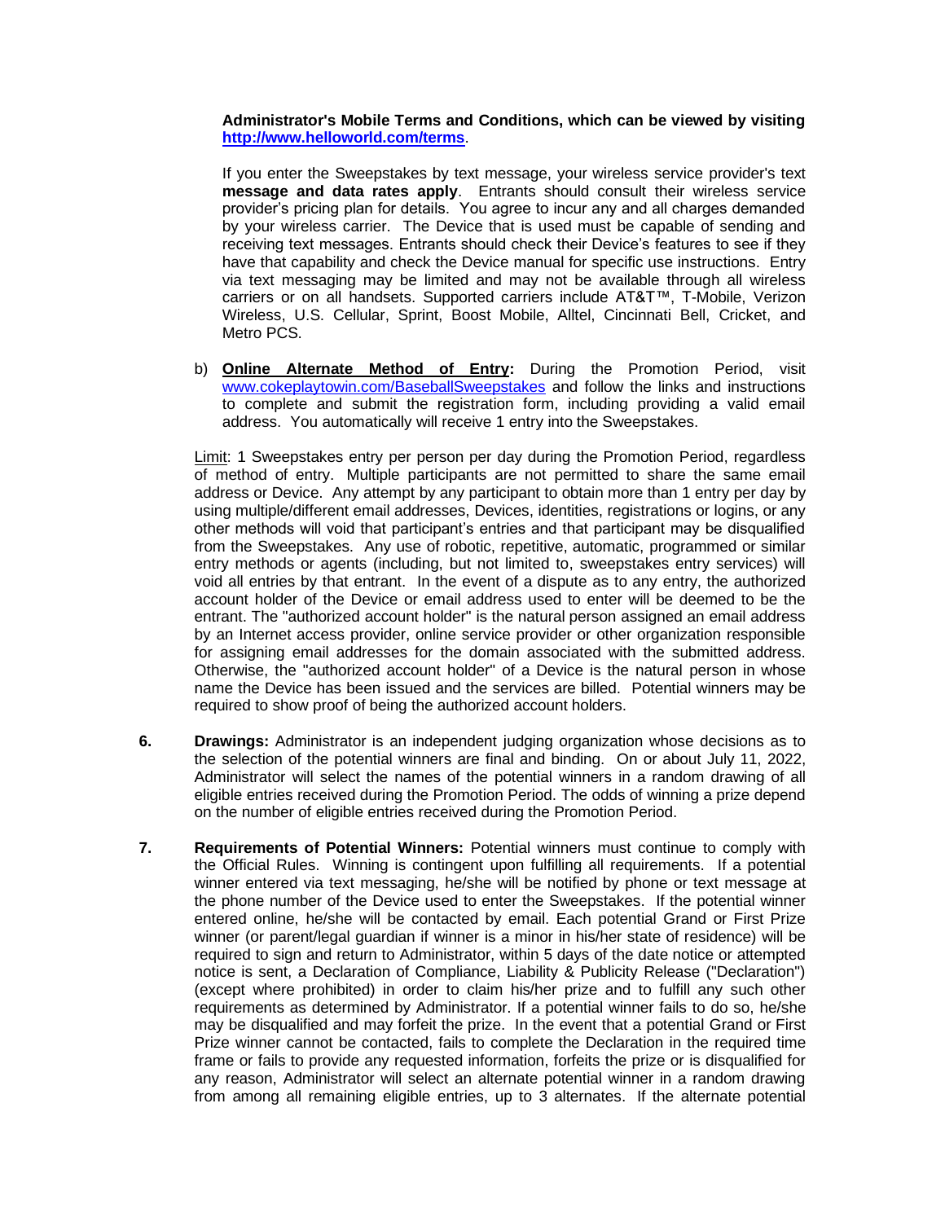**Administrator's Mobile Terms and Conditions, which can be viewed by visiting [http://www.helloworld.com/terms](http://www.helloworld.com/terms)**.

If you enter the Sweepstakes by text message, your wireless service provider's text **message and data rates apply**. Entrants should consult their wireless service provider's pricing plan for details. You agree to incur any and all charges demanded by your wireless carrier. The Device that is used must be capable of sending and receiving text messages. Entrants should check their Device's features to see if they have that capability and check the Device manual for specific use instructions. Entry via text messaging may be limited and may not be available through all wireless carriers or on all handsets. Supported carriers include AT&T™, T-Mobile, Verizon Wireless, U.S. Cellular, Sprint, Boost Mobile, Alltel, Cincinnati Bell, Cricket, and Metro PCS.

b) **Online Alternate Method of Entry:** During the Promotion Period, visit [www.cokeplaytowin.com/BaseballSweepstakes](www.cokeplaytowin.com/BaseballSweepstakes) and follow the links and instructions to complete and submit the registration form, including providing a valid email address. You automatically will receive 1 entry into the Sweepstakes.

Limit: 1 Sweepstakes entry per person per day during the Promotion Period, regardless of method of entry. Multiple participants are not permitted to share the same email address or Device. Any attempt by any participant to obtain more than 1 entry per day by using multiple/different email addresses, Devices, identities, registrations or logins, or any other methods will void that participant's entries and that participant may be disqualified from the Sweepstakes. Any use of robotic, repetitive, automatic, programmed or similar entry methods or agents (including, but not limited to, sweepstakes entry services) will void all entries by that entrant. In the event of a dispute as to any entry, the authorized account holder of the Device or email address used to enter will be deemed to be the entrant. The "authorized account holder" is the natural person assigned an email address by an Internet access provider, online service provider or other organization responsible for assigning email addresses for the domain associated with the submitted address. Otherwise, the "authorized account holder" of a Device is the natural person in whose name the Device has been issued and the services are billed. Potential winners may be required to show proof of being the authorized account holders.

**6. Drawings:** Administrator is an independent judging organization whose decisions as to the selection of the potential winners are final and binding. On or about July 11, 2022, Administrator will select the names of the potential winners in a random drawing of all eligible entries received during the Promotion Period. The odds of winning a prize depend on the number of eligible entries received during the Promotion Period.

**7. Requirements of Potential Winners:** Potential winners must continue to comply with the Official Rules. Winning is contingent upon fulfilling all requirements. If a potential winner entered via text messaging, he/she will be notified by phone or text message at the phone number of the Device used to enter the Sweepstakes. If the potential winner entered online, he/she will be contacted by email. Each potential Grand or First Prize winner (or parent/legal guardian if winner is a minor in his/her state of residence) will be required to sign and return to Administrator, within 5 days of the date notice or attempted notice is sent, a Declaration of Compliance, Liability & Publicity Release ("Declaration") (except where prohibited) in order to claim his/her prize and to fulfill any such other requirements as determined by Administrator. If a potential winner fails to do so, he/she may be disqualified and may forfeit the prize. In the event that a potential Grand or First Prize winner cannot be contacted, fails to complete the Declaration in the required time frame or fails to provide any requested information, forfeits the prize or is disqualified for any reason, Administrator will select an alternate potential winner in a random drawing from among all remaining eligible entries, up to 3 alternates. If the alternate potential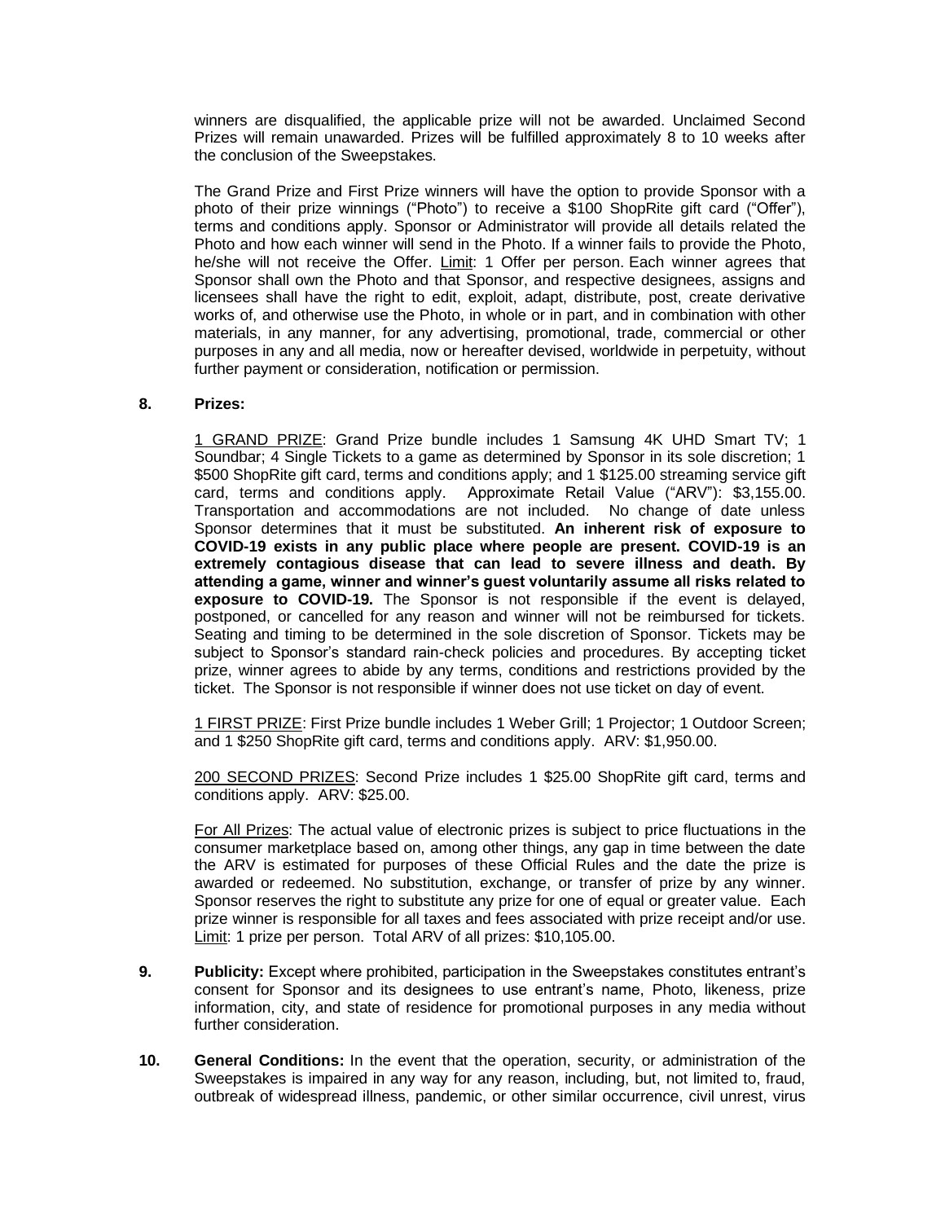winners are disqualified, the applicable prize will not be awarded. Unclaimed Second Prizes will remain unawarded. Prizes will be fulfilled approximately 8 to 10 weeks after the conclusion of the Sweepstakes.

The Grand Prize and First Prize winners will have the option to provide Sponsor with a photo of their prize winnings ("Photo") to receive a $100 ShopRite gift card ("Offer"), terms and conditions apply. Sponsor or Administrator will provide all details related the Photo and how each winner will send in the Photo. If a winner fails to provide the Photo, he/she will not receive the Offer. Limit: 1 Offer per person. Each winner agrees that Sponsor shall own the Photo and that Sponsor, and respective designees, assigns and licensees shall have the right to edit, exploit, adapt, distribute, post, create derivative works of, and otherwise use the Photo, in whole or in part, and in combination with other materials, in any manner, for any advertising, promotional, trade, commercial or other purposes in any and all media, now or hereafter devised, worldwide in perpetuity, without further payment or consideration, notification or permission.

**8. Prizes:**

1 GRAND PRIZE: Grand Prize bundle includes 1 Samsung 4K UHD Smart TV; 1 Soundbar; 4 Single Tickets to a game as determined by Sponsor in its sole discretion; 1 $500 ShopRite gift card, terms and conditions apply; and 1 $125.00 streaming service gift card, terms and conditions apply. Approximate Retail Value ("ARV"): $3,155.00. Transportation and accommodations are not included. No change of date unless Sponsor determines that it must be substituted. **An inherent risk of exposure to COVID-19 exists in any public place where people are present. COVID-19 is an extremely contagious disease that can lead to severe illness and death. By attending a game, winner and winner's guest voluntarily assume all risks related to exposure to COVID-19.** The Sponsor is not responsible if the event is delayed, postponed, or cancelled for any reason and winner will not be reimbursed for tickets. Seating and timing to be determined in the sole discretion of Sponsor. Tickets may be subject to Sponsor's standard rain-check policies and procedures. By accepting ticket prize, winner agrees to abide by any terms, conditions and restrictions provided by the ticket. The Sponsor is not responsible if winner does not use ticket on day of event.

1 FIRST PRIZE: First Prize bundle includes 1 Weber Grill; 1 Projector; 1 Outdoor Screen; and 1 $250 ShopRite gift card, terms and conditions apply. ARV: $1,950.00.

200 SECOND PRIZES: Second Prize includes 1 $25.00 ShopRite gift card, terms and conditions apply. ARV: $25.00.

For All Prizes: The actual value of electronic prizes is subject to price fluctuations in the consumer marketplace based on, among other things, any gap in time between the date the ARV is estimated for purposes of these Official Rules and the date the prize is awarded or redeemed. No substitution, exchange, or transfer of prize by any winner. Sponsor reserves the right to substitute any prize for one of equal or greater value. Each prize winner is responsible for all taxes and fees associated with prize receipt and/or use. Limit: 1 prize per person. Total ARV of all prizes: $10,105.00.

**9. Publicity:** Except where prohibited, participation in the Sweepstakes constitutes entrant's consent for Sponsor and its designees to use entrant's name, Photo, likeness, prize information, city, and state of residence for promotional purposes in any media without further consideration.

**10. General Conditions:** In the event that the operation, security, or administration of the Sweepstakes is impaired in any way for any reason, including, but, not limited to, fraud, outbreak of widespread illness, pandemic, or other similar occurrence, civil unrest, virus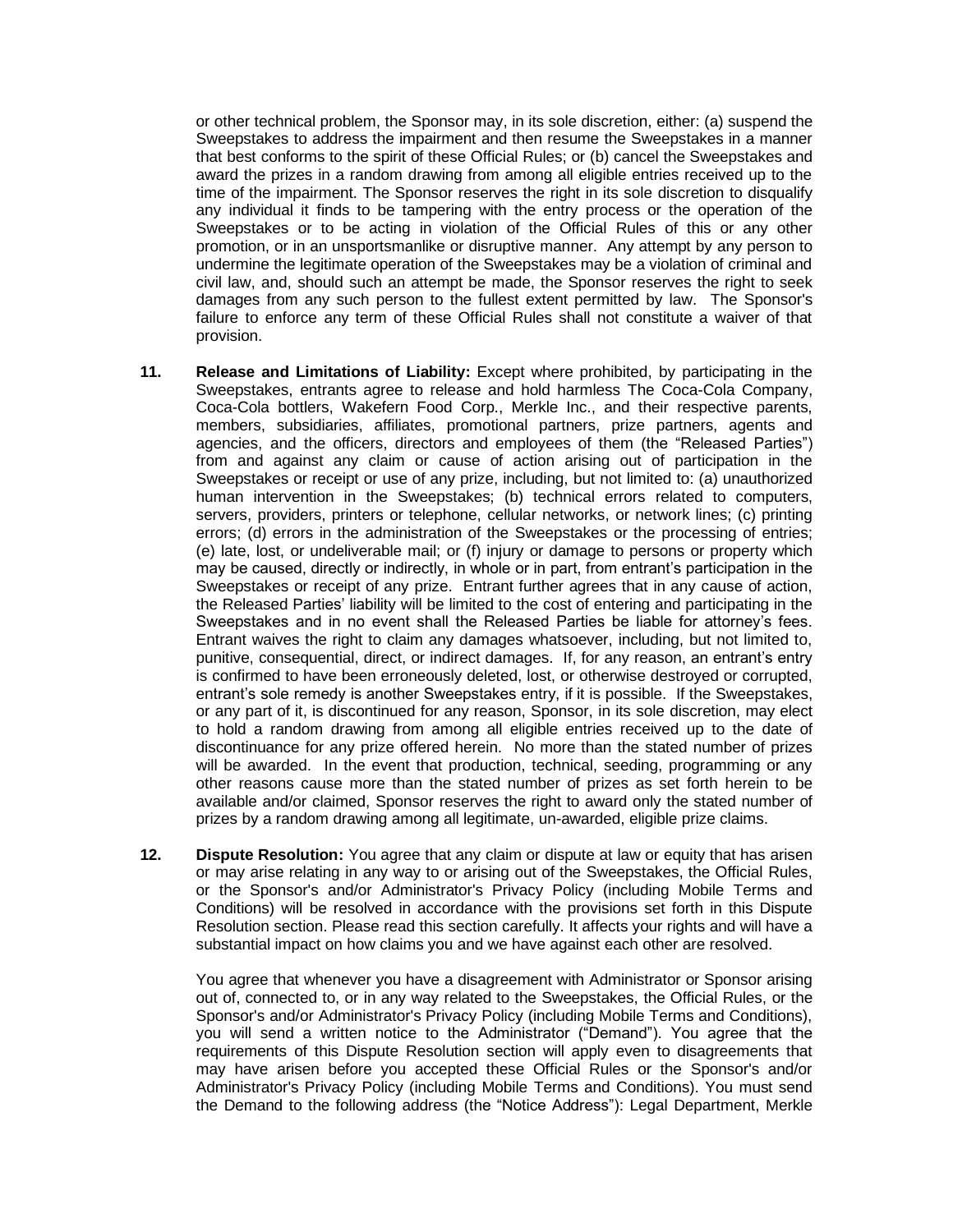or other technical problem, the Sponsor may, in its sole discretion, either: (a) suspend the Sweepstakes to address the impairment and then resume the Sweepstakes in a manner that best conforms to the spirit of these Official Rules; or (b) cancel the Sweepstakes and award the prizes in a random drawing from among all eligible entries received up to the time of the impairment. The Sponsor reserves the right in its sole discretion to disqualify any individual it finds to be tampering with the entry process or the operation of the Sweepstakes or to be acting in violation of the Official Rules of this or any other promotion, or in an unsportsmanlike or disruptive manner. Any attempt by any person to undermine the legitimate operation of the Sweepstakes may be a violation of criminal and civil law, and, should such an attempt be made, the Sponsor reserves the right to seek damages from any such person to the fullest extent permitted by law. The Sponsor's failure to enforce any term of these Official Rules shall not constitute a waiver of that provision.

11. **Release and Limitations of Liability:** Except where prohibited, by participating in the Sweepstakes, entrants agree to release and hold harmless The Coca-Cola Company, Coca-Cola bottlers, Wakefern Food Corp., Merkle Inc., and their respective parents, members, subsidiaries, affiliates, promotional partners, prize partners, agents and agencies, and the officers, directors and employees of them (the "Released Parties") from and against any claim or cause of action arising out of participation in the Sweepstakes or receipt or use of any prize, including, but not limited to: (a) unauthorized human intervention in the Sweepstakes; (b) technical errors related to computers, servers, providers, printers or telephone, cellular networks, or network lines; (c) printing errors; (d) errors in the administration of the Sweepstakes or the processing of entries; (e) late, lost, or undeliverable mail; or (f) injury or damage to persons or property which may be caused, directly or indirectly, in whole or in part, from entrant's participation in the Sweepstakes or receipt of any prize. Entrant further agrees that in any cause of action, the Released Parties' liability will be limited to the cost of entering and participating in the Sweepstakes and in no event shall the Released Parties be liable for attorney's fees. Entrant waives the right to claim any damages whatsoever, including, but not limited to, punitive, consequential, direct, or indirect damages. If, for any reason, an entrant's entry is confirmed to have been erroneously deleted, lost, or otherwise destroyed or corrupted, entrant's sole remedy is another Sweepstakes entry, if it is possible. If the Sweepstakes, or any part of it, is discontinued for any reason, Sponsor, in its sole discretion, may elect to hold a random drawing from among all eligible entries received up to the date of discontinuance for any prize offered herein. No more than the stated number of prizes will be awarded. In the event that production, technical, seeding, programming or any other reasons cause more than the stated number of prizes as set forth herein to be available and/or claimed, Sponsor reserves the right to award only the stated number of prizes by a random drawing among all legitimate, un-awarded, eligible prize claims.

12. **Dispute Resolution:** You agree that any claim or dispute at law or equity that has arisen or may arise relating in any way to or arising out of the Sweepstakes, the Official Rules, or the Sponsor's and/or Administrator's Privacy Policy (including Mobile Terms and Conditions) will be resolved in accordance with the provisions set forth in this Dispute Resolution section. Please read this section carefully. It affects your rights and will have a substantial impact on how claims you and we have against each other are resolved.

    You agree that whenever you have a disagreement with Administrator or Sponsor arising out of, connected to, or in any way related to the Sweepstakes, the Official Rules, or the Sponsor's and/or Administrator's Privacy Policy (including Mobile Terms and Conditions), you will send a written notice to the Administrator ("Demand"). You agree that the requirements of this Dispute Resolution section will apply even to disagreements that may have arisen before you accepted these Official Rules or the Sponsor's and/or Administrator's Privacy Policy (including Mobile Terms and Conditions). You must send the Demand to the following address (the "Notice Address"): Legal Department, Merkle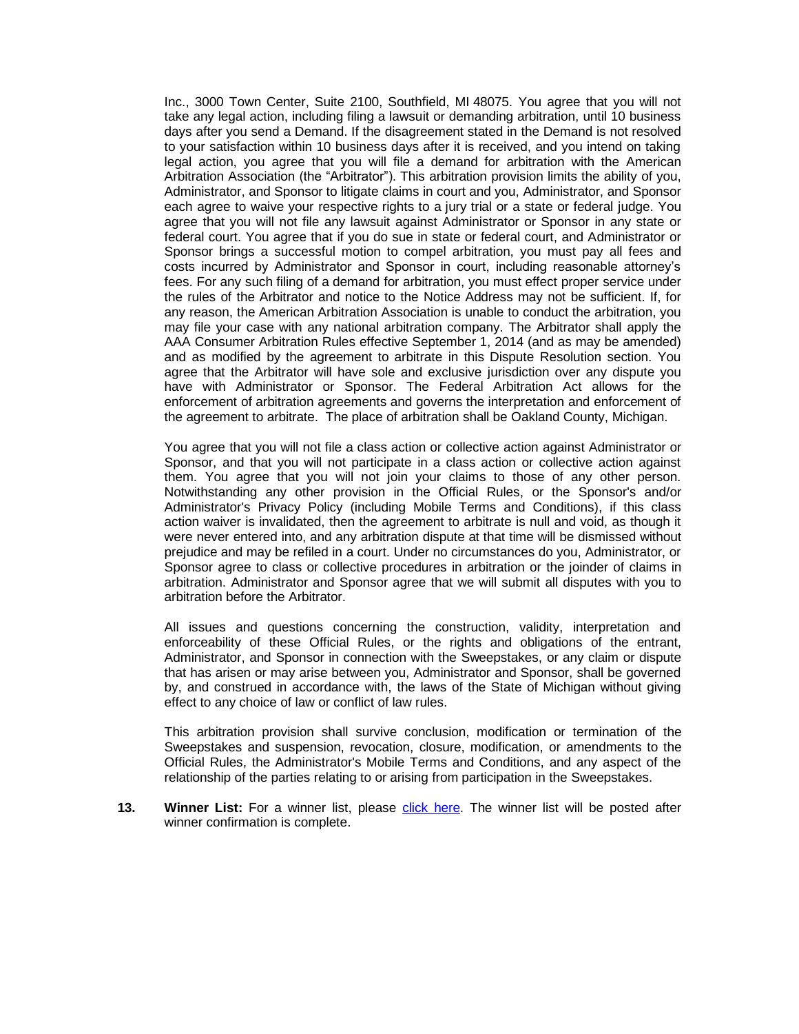Inc., 3000 Town Center, Suite 2100, Southfield, MI 48075. You agree that you will not take any legal action, including filing a lawsuit or demanding arbitration, until 10 business days after you send a Demand. If the disagreement stated in the Demand is not resolved to your satisfaction within 10 business days after it is received, and you intend on taking legal action, you agree that you will file a demand for arbitration with the American Arbitration Association (the "Arbitrator"). This arbitration provision limits the ability of you, Administrator, and Sponsor to litigate claims in court and you, Administrator, and Sponsor each agree to waive your respective rights to a jury trial or a state or federal judge. You agree that you will not file any lawsuit against Administrator or Sponsor in any state or federal court. You agree that if you do sue in state or federal court, and Administrator or Sponsor brings a successful motion to compel arbitration, you must pay all fees and costs incurred by Administrator and Sponsor in court, including reasonable attorney's fees. For any such filing of a demand for arbitration, you must effect proper service under the rules of the Arbitrator and notice to the Notice Address may not be sufficient. If, for any reason, the American Arbitration Association is unable to conduct the arbitration, you may file your case with any national arbitration company. The Arbitrator shall apply the AAA Consumer Arbitration Rules effective September 1, 2014 (and as may be amended) and as modified by the agreement to arbitrate in this Dispute Resolution section. You agree that the Arbitrator will have sole and exclusive jurisdiction over any dispute you have with Administrator or Sponsor. The Federal Arbitration Act allows for the enforcement of arbitration agreements and governs the interpretation and enforcement of the agreement to arbitrate. The place of arbitration shall be Oakland County, Michigan.

You agree that you will not file a class action or collective action against Administrator or Sponsor, and that you will not participate in a class action or collective action against them. You agree that you will not join your claims to those of any other person. Notwithstanding any other provision in the Official Rules, or the Sponsor's and/or Administrator's Privacy Policy (including Mobile Terms and Conditions), if this class action waiver is invalidated, then the agreement to arbitrate is null and void, as though it were never entered into, and any arbitration dispute at that time will be dismissed without prejudice and may be refiled in a court. Under no circumstances do you, Administrator, or Sponsor agree to class or collective procedures in arbitration or the joinder of claims in arbitration. Administrator and Sponsor agree that we will submit all disputes with you to arbitration before the Arbitrator.

All issues and questions concerning the construction, validity, interpretation and enforceability of these Official Rules, or the rights and obligations of the entrant, Administrator, and Sponsor in connection with the Sweepstakes, or any claim or dispute that has arisen or may arise between you, Administrator and Sponsor, shall be governed by, and construed in accordance with, the laws of the State of Michigan without giving effect to any choice of law or conflict of law rules.

This arbitration provision shall survive conclusion, modification or termination of the Sweepstakes and suspension, revocation, closure, modification, or amendments to the Official Rules, the Administrator's Mobile Terms and Conditions, and any aspect of the relationship of the parties relating to or arising from participation in the Sweepstakes.

13. **Winner List:** For a winner list, please click here. The winner list will be posted after winner confirmation is complete.